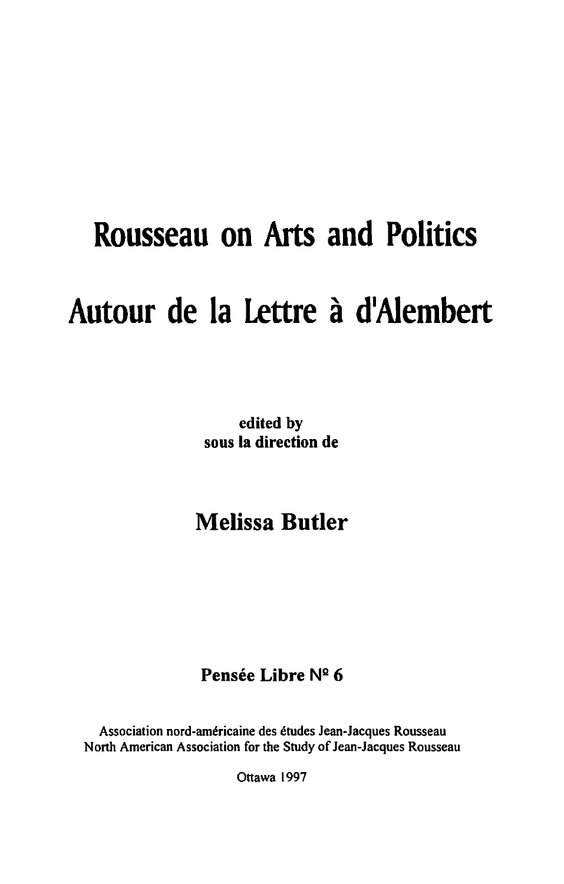# Rousseau on Arts and Politics

# Autour de la Lettre à d'Alembert

**edited by**
**sous la direction de**

## Melissa Butler

**Pensée Libre Nº 6**

Association nord-américaine des études Jean-Jacques Rousseau
North American Association for the Study of Jean-Jacques Rousseau

Ottawa 1997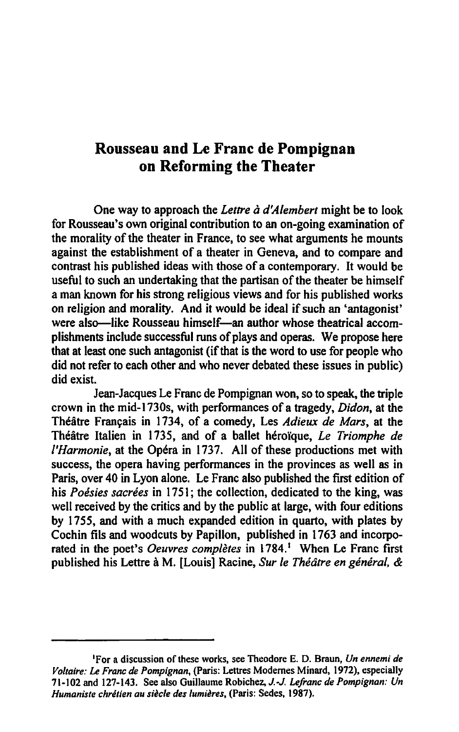## Rousseau and Le Franc de Pompignan on Reforming the Theater

One way to approach the *Lettre à d'Alembert* might be to look for Rousseau's own original contribution to an on-going examination of the morality of the theater in France, to see what arguments he mounts against the establishment of a theater in Geneva, and to compare and contrast his published ideas with those of a contemporary. It would be useful to such an undertaking that the partisan of the theater be himself a man known for his strong religious views and for his published works on religion and morality. And it would be ideal if such an 'antagonist' were also—like Rousseau himself—an author whose theatrical accomplishments include successful runs of plays and operas. We propose here that at least one such antagonist (if that is the word to use for people who did not refer to each other and who never debated these issues in public) did exist.

Jean-Jacques Le Franc de Pompignan won, so to speak, the triple crown in the mid-1730s, with performances of a tragedy, *Didon*, at the Théâtre Français in 1734, of a comedy, Les *Adieux de Mars*, at the Théâtre Italien in 1735, and of a ballet héroïque, *Le Triomphe de l'Harmonie*, at the Opéra in 1737. All of these productions met with success, the opera having performances in the provinces as well as in Paris, over 40 in Lyon alone. Le Franc also published the first edition of his *Poésies sacrées* in 1751; the collection, dedicated to the king, was well received by the critics and by the public at large, with four editions by 1755, and with a much expanded edition in quarto, with plates by Cochin fils and woodcuts by Papillon, published in 1763 and incorporated in the poet's *Oeuvres complètes* in 1784.[1] When Le Franc first published his Lettre à M. [Louis] Racine, *Sur le Théâtre en général, &*

---

[1]For a discussion of these works, see Theodore E. D. Braun, *Un ennemi de Voltaire: Le Franc de Pompignan*, (Paris: Lettres Modernes Minard, 1972), especially 71-102 and 127-143. See also Guillaume Robichez, *J.-J. Lefranc de Pompignan: Un Humaniste chrétien au siècle des lumières*, (Paris: Sedes, 1987).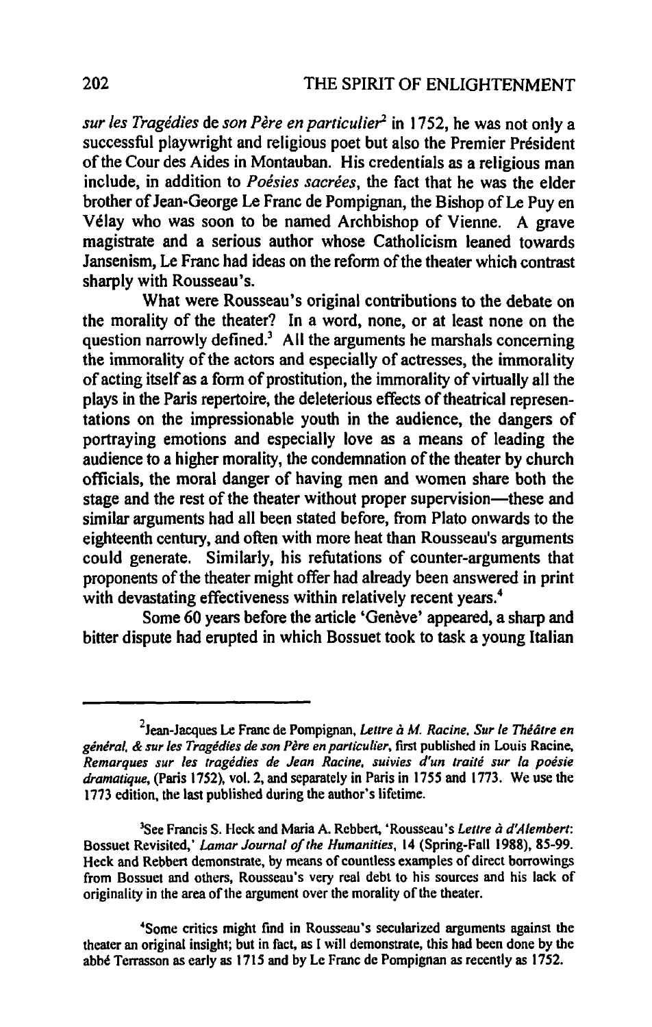*sur les Tragédies* de *son Père en particulier*[2] in 1752, he was not only a successful playwright and religious poet but also the Premier Président of the Cour des Aides in Montauban. His credentials as a religious man include, in addition to *Poésies sacrées*, the fact that he was the elder brother of Jean-George Le Franc de Pompignan, the Bishop of Le Puy en Vélay who was soon to be named Archbishop of Vienne. A grave magistrate and a serious author whose Catholicism leaned towards Jansenism, Le Franc had ideas on the reform of the theater which contrast sharply with Rousseau's.

What were Rousseau's original contributions to the debate on the morality of the theater? In a word, none, or at least none on the question narrowly defined.[3] All the arguments he marshals concerning the immorality of the actors and especially of actresses, the immorality of acting itself as a form of prostitution, the immorality of virtually all the plays in the Paris repertoire, the deleterious effects of theatrical representations on the impressionable youth in the audience, the dangers of portraying emotions and especially love as a means of leading the audience to a higher morality, the condemnation of the theater by church officials, the moral danger of having men and women share both the stage and the rest of the theater without proper supervision—these and similar arguments had all been stated before, from Plato onwards to the eighteenth century, and often with more heat than Rousseau's arguments could generate. Similarly, his refutations of counter-arguments that proponents of the theater might offer had already been answered in print with devastating effectiveness within relatively recent years.[4]

Some 60 years before the article 'Genève' appeared, a sharp and bitter dispute had erupted in which Bossuet took to task a young Italian

---

[2] Jean-Jacques Le Franc de Pompignan, *Lettre à M. Racine. Sur le Théâtre en général, & sur les Tragédies de son Père en particulier*, first published in Louis Racine, *Remarques sur les tragédies de Jean Racine, suivies d'un traité sur la poésie dramatique*, (Paris 1752), vol. 2, and separately in Paris in 1755 and 1773. We use the 1773 edition, the last published during the author's lifetime.

[3] See Francis S. Heck and Maria A. Rebbert, 'Rousseau's *Lettre à d'Alembert*: Bossuet Revisited,' *Lamar Journal of the Humanities*, 14 (Spring-Fall 1988), 85-99. Heck and Rebbert demonstrate, by means of countless examples of direct borrowings from Bossuet and others, Rousseau's very real debt to his sources and his lack of originality in the area of the argument over the morality of the theater.

[4] Some critics might find in Rousseau's secularized arguments against the theater an original insight; but in fact, as I will demonstrate, this had been done by the abbé Terrasson as early as 1715 and by Le Franc de Pompignan as recently as 1752.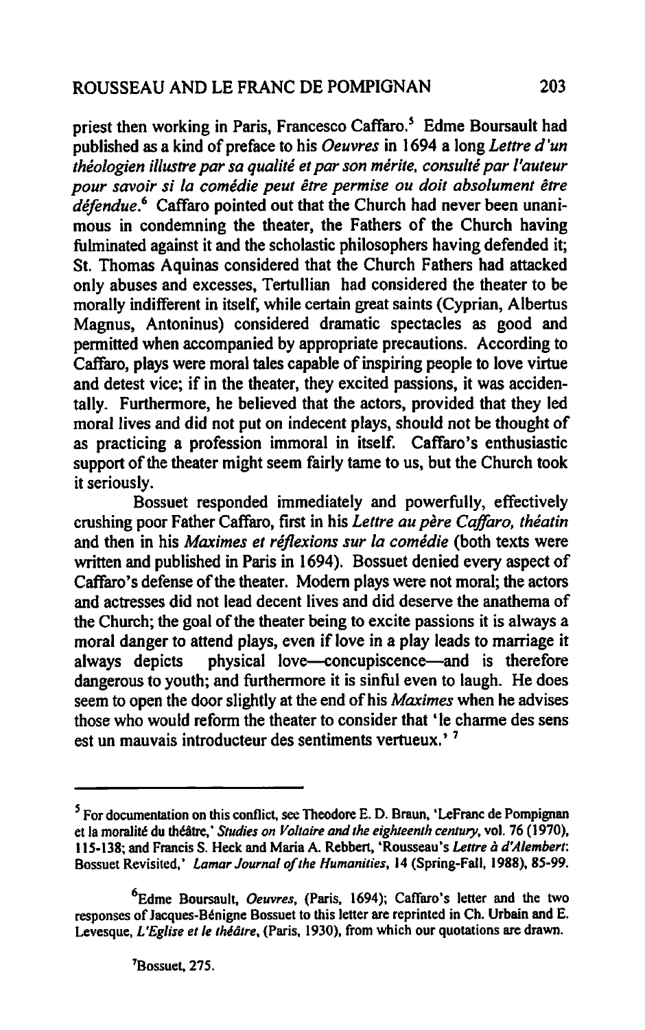priest then working in Paris, Francesco Caffaro.[5] Edme Boursault had published as a kind of preface to his *Oeuvres* in 1694 a long *Lettre d'un théologien illustre par sa qualité et par son mérite, consulté par l'auteur pour savoir si la comédie peut être permise ou doit absolument être défendue*.[6] Caffaro pointed out that the Church had never been unanimous in condemning the theater, the Fathers of the Church having fulminated against it and the scholastic philosophers having defended it; St. Thomas Aquinas considered that the Church Fathers had attacked only abuses and excesses, Tertullian had considered the theater to be morally indifferent in itself, while certain great saints (Cyprian, Albertus Magnus, Antoninus) considered dramatic spectacles as good and permitted when accompanied by appropriate precautions. According to Caffaro, plays were moral tales capable of inspiring people to love virtue and detest vice; if in the theater, they excited passions, it was accidentally. Furthermore, he believed that the actors, provided that they led moral lives and did not put on indecent plays, should not be thought of as practicing a profession immoral in itself. Caffaro's enthusiastic support of the theater might seem fairly tame to us, but the Church took it seriously.

Bossuet responded immediately and powerfully, effectively crushing poor Father Caffaro, first in his *Lettre au père Caffaro, théatin* and then in his *Maximes et réflexions sur la comédie* (both texts were written and published in Paris in 1694). Bossuet denied every aspect of Caffaro's defense of the theater. Modern plays were not moral; the actors and actresses did not lead decent lives and did deserve the anathema of the Church; the goal of the theater being to excite passions it is always a moral danger to attend plays, even if love in a play leads to marriage it always depicts physical love—concupiscence—and is therefore dangerous to youth; and furthermore it is sinful even to laugh. He does seem to open the door slightly at the end of his *Maximes* when he advises those who would reform the theater to consider that 'le charme des sens est un mauvais introducteur des sentiments vertueux.'[7]

---

[5] For documentation on this conflict, see Theodore E. D. Braun, 'LeFranc de Pompignan et la moralité du théâtre,' *Studies on Voltaire and the eighteenth century*, vol. 76 (1970), 115-138; and Francis S. Heck and Maria A. Rebbert, 'Rousseau's *Lettre à d'Alembert*: Bossuet Revisited,' *Lamar Journal of the Humanities*, 14 (Spring-Fall, 1988), 85-99.

[6] Edme Boursault, *Oeuvres*, (Paris, 1694); Caffaro's letter and the two responses of Jacques-Bénigne Bossuet to this letter are reprinted in Ch. Urbain and E. Levesque, *L'Eglise et le théâtre*, (Paris, 1930), from which our quotations are drawn.

[7] Bossuet, 275.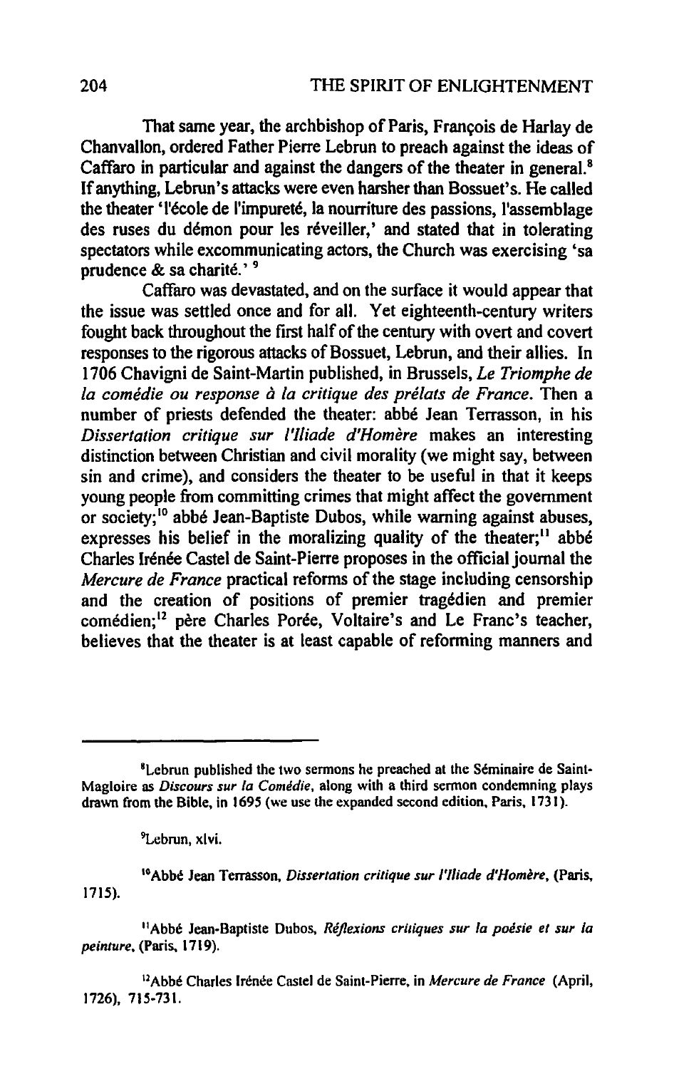That same year, the archbishop of Paris, François de Harlay de Chanvallon, ordered Father Pierre Lebrun to preach against the ideas of Caffaro in particular and against the dangers of the theater in general.[8] If anything, Lebrun's attacks were even harsher than Bossuet's. He called the theater 'l'école de l'impureté, la nourriture des passions, l'assemblage des ruses du démon pour les réveiller,' and stated that in tolerating spectators while excommunicating actors, the Church was exercising 'sa prudence & sa charité.'[9]

Caffaro was devastated, and on the surface it would appear that the issue was settled once and for all. Yet eighteenth-century writers fought back throughout the first half of the century with overt and covert responses to the rigorous attacks of Bossuet, Lebrun, and their allies. In 1706 Chavigni de Saint-Martin published, in Brussels, *Le Triomphe de la comédie ou response à la critique des prélats de France*. Then a number of priests defended the theater: abbé Jean Terrasson, in his *Dissertation critique sur l'Iliade d'Homère* makes an interesting distinction between Christian and civil morality (we might say, between sin and crime), and considers the theater to be useful in that it keeps young people from committing crimes that might affect the government or society;[10] abbé Jean-Baptiste Dubos, while warning against abuses, expresses his belief in the moralizing quality of the theater;[11] abbé Charles Irénée Castel de Saint-Pierre proposes in the official journal the *Mercure de France* practical reforms of the stage including censorship and the creation of positions of premier tragédien and premier comédien;[12] père Charles Porée, Voltaire's and Le Franc's teacher, believes that the theater is at least capable of reforming manners and

---

[8] Lebrun published the two sermons he preached at the Séminaire de Saint-Magloire as *Discours sur la Comédie*, along with a third sermon condemning plays drawn from the Bible, in 1695 (we use the expanded second edition, Paris, 1731).

[9] Lebrun, xlvi.

[10] Abbé Jean Terrasson, *Dissertation critique sur l'Iliade d'Homère*, (Paris, 1715).

[11] Abbé Jean-Baptiste Dubos, *Réflexions critiques sur la poésie et sur la peinture*, (Paris, 1719).

[12] Abbé Charles Irénée Castel de Saint-Pierre, in *Mercure de France* (April, 1726), 715-731.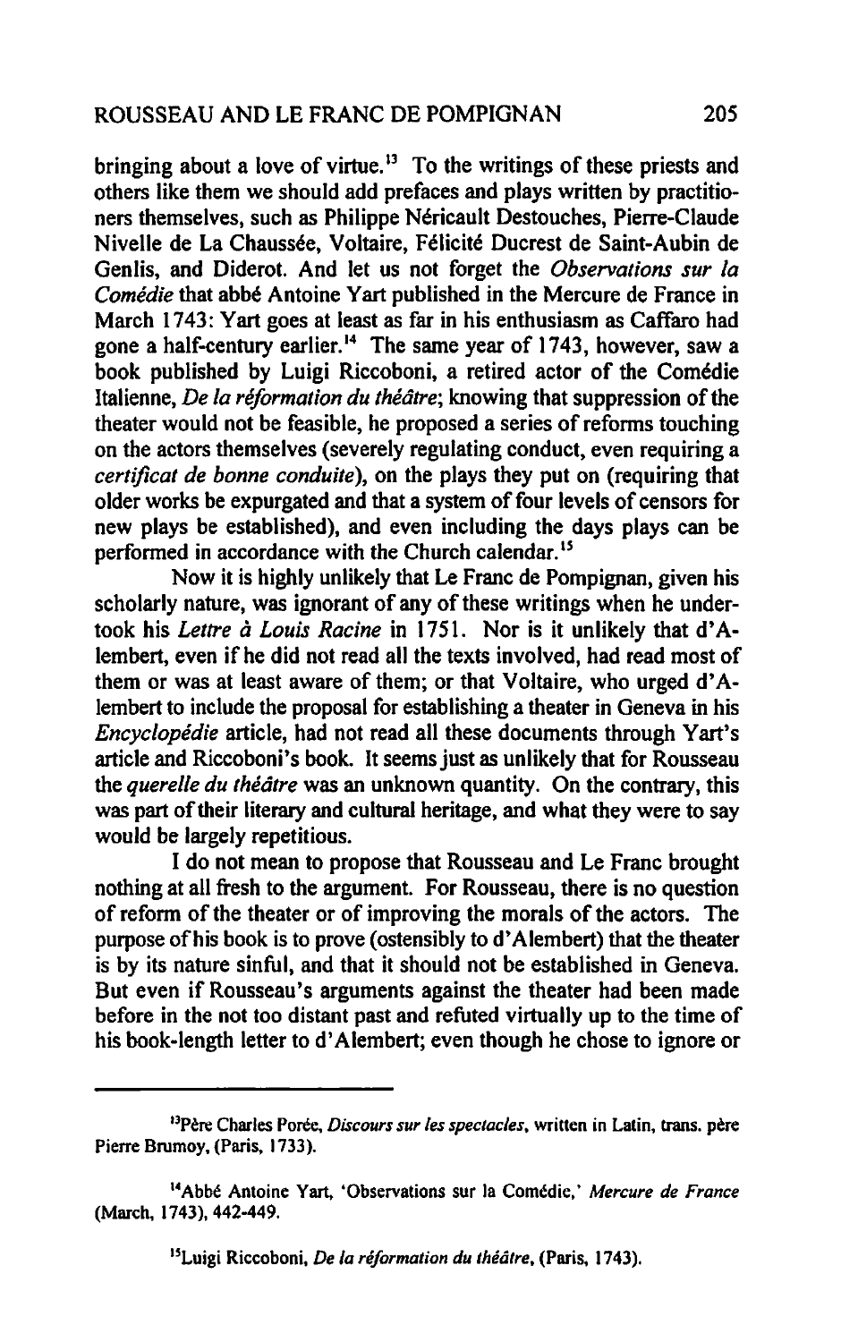bringing about a love of virtue.[13] To the writings of these priests and others like them we should add prefaces and plays written by practitioners themselves, such as Philippe Néricault Destouches, Pierre-Claude Nivelle de La Chaussée, Voltaire, Félicité Ducrest de Saint-Aubin de Genlis, and Diderot. And let us not forget the *Observations sur la Comédie* that abbé Antoine Yart published in the Mercure de France in March 1743: Yart goes at least as far in his enthusiasm as Caffaro had gone a half-century earlier.[14] The same year of 1743, however, saw a book published by Luigi Riccoboni, a retired actor of the Comédie Italienne, *De la réformation du théâtre*; knowing that suppression of the theater would not be feasible, he proposed a series of reforms touching on the actors themselves (severely regulating conduct, even requiring a *certificat de bonne conduite*), on the plays they put on (requiring that older works be expurgated and that a system of four levels of censors for new plays be established), and even including the days plays can be performed in accordance with the Church calendar.[15]

Now it is highly unlikely that Le Franc de Pompignan, given his scholarly nature, was ignorant of any of these writings when he undertook his *Lettre à Louis Racine* in 1751. Nor is it unlikely that d'Alembert, even if he did not read all the texts involved, had read most of them or was at least aware of them; or that Voltaire, who urged d'Alembert to include the proposal for establishing a theater in Geneva in his *Encyclopédie* article, had not read all these documents through Yart's article and Riccoboni's book. It seems just as unlikely that for Rousseau the *querelle du théâtre* was an unknown quantity. On the contrary, this was part of their literary and cultural heritage, and what they were to say would be largely repetitious.

I do not mean to propose that Rousseau and Le Franc brought nothing at all fresh to the argument. For Rousseau, there is no question of reform of the theater or of improving the morals of the actors. The purpose of his book is to prove (ostensibly to d'Alembert) that the theater is by its nature sinful, and that it should not be established in Geneva. But even if Rousseau's arguments against the theater had been made before in the not too distant past and refuted virtually up to the time of his book-length letter to d'Alembert; even though he chose to ignore or

---

[13]Père Charles Porée, *Discours sur les spectacles*, written in Latin, trans. père Pierre Brumoy, (Paris, 1733).

[14]Abbé Antoine Yart, 'Observations sur la Comédie,' *Mercure de France* (March, 1743), 442-449.

[15]Luigi Riccoboni, *De la réformation du théâtre*, (Paris, 1743).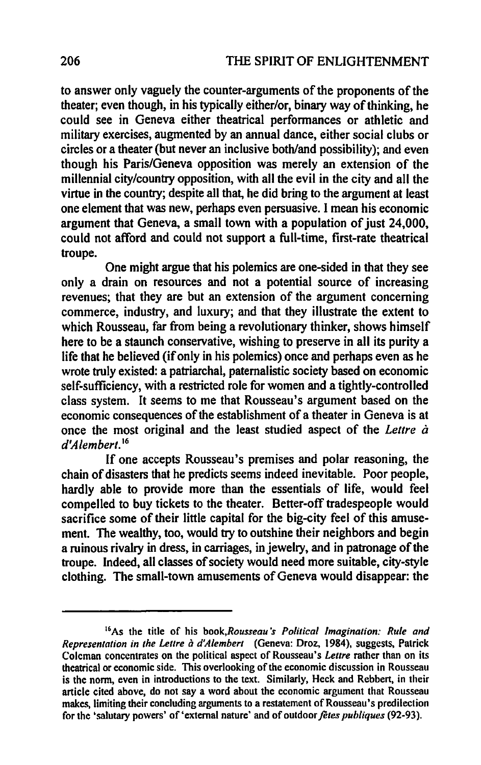to answer only vaguely the counter-arguments of the proponents of the theater; even though, in his typically either/or, binary way of thinking, he could see in Geneva either theatrical performances or athletic and military exercises, augmented by an annual dance, either social clubs or circles or a theater (but never an inclusive both/and possibility); and even though his Paris/Geneva opposition was merely an extension of the millennial city/country opposition, with all the evil in the city and all the virtue in the country; despite all that, he did bring to the argument at least one element that was new, perhaps even persuasive. I mean his economic argument that Geneva, a small town with a population of just 24,000, could not afford and could not support a full-time, first-rate theatrical troupe.

One might argue that his polemics are one-sided in that they see only a drain on resources and not a potential source of increasing revenues; that they are but an extension of the argument concerning commerce, industry, and luxury; and that they illustrate the extent to which Rousseau, far from being a revolutionary thinker, shows himself here to be a staunch conservative, wishing to preserve in all its purity a life that he believed (if only in his polemics) once and perhaps even as he wrote truly existed: a patriarchal, paternalistic society based on economic self-sufficiency, with a restricted role for women and a tightly-controlled class system. It seems to me that Rousseau's argument based on the economic consequences of the establishment of a theater in Geneva is at once the most original and the least studied aspect of the *Lettre à d'Alembert.*[16]

If one accepts Rousseau's premises and polar reasoning, the chain of disasters that he predicts seems indeed inevitable. Poor people, hardly able to provide more than the essentials of life, would feel compelled to buy tickets to the theater. Better-off tradespeople would sacrifice some of their little capital for the big-city feel of this amusement. The wealthy, too, would try to outshine their neighbors and begin a ruinous rivalry in dress, in carriages, in jewelry, and in patronage of the troupe. Indeed, all classes of society would need more suitable, city-style clothing. The small-town amusements of Geneva would disappear: the

---

[16]As the title of his book, *Rousseau's Political Imagination: Rule and Representation in the Lettre à d'Alembert* (Geneva: Droz, 1984), suggests, Patrick Coleman concentrates on the political aspect of Rousseau's *Lettre* rather than on its theatrical or economic side. This overlooking of the economic discussion in Rousseau is the norm, even in introductions to the text. Similarly, Heck and Rebbert, in their article cited above, do not say a word about the economic argument that Rousseau makes, limiting their concluding arguments to a restatement of Rousseau's predilection for the 'salutary powers' of 'external nature' and of outdoor *fêtes publiques* (92-93).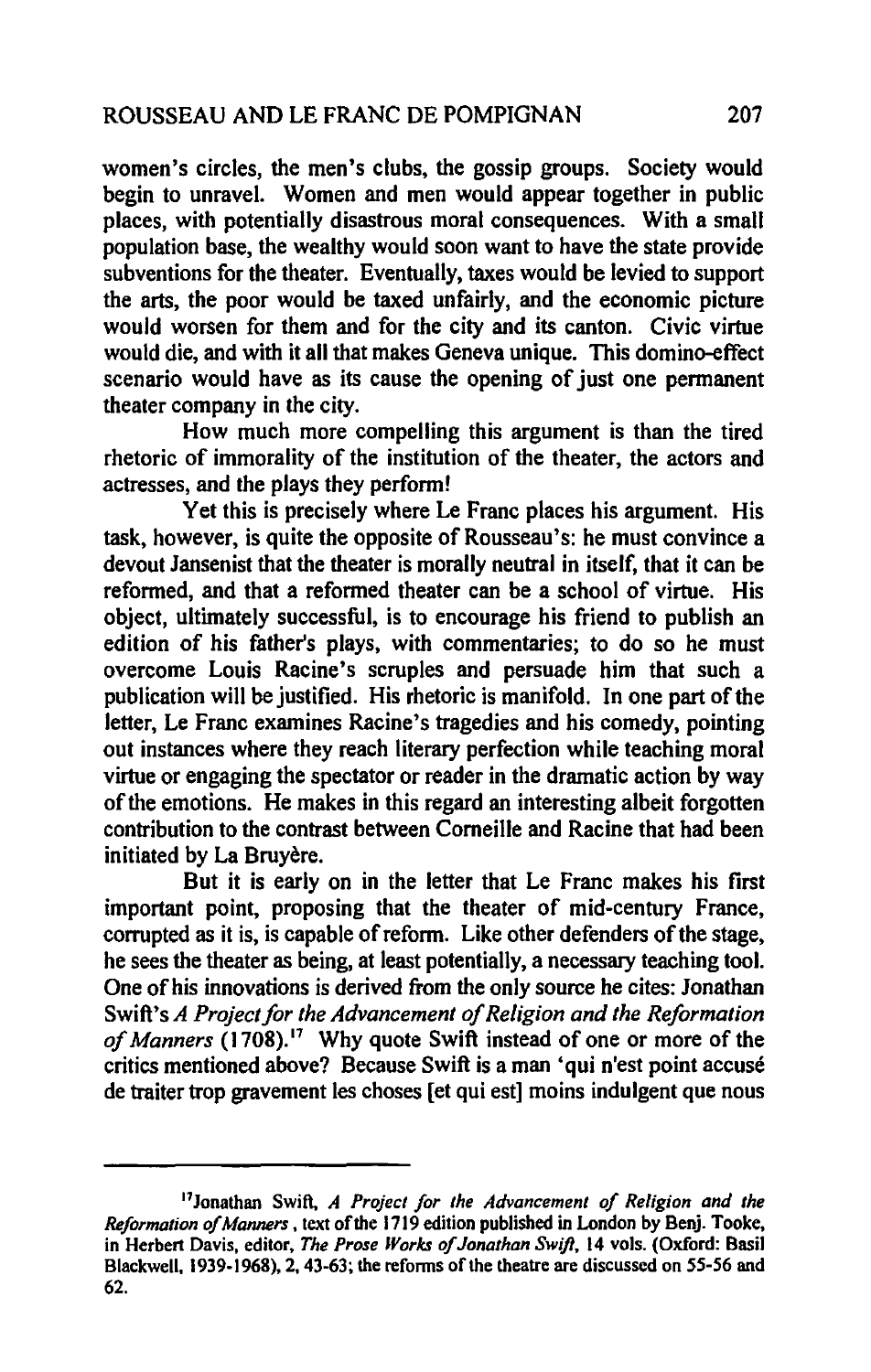women's circles, the men's clubs, the gossip groups. Society would begin to unravel. Women and men would appear together in public places, with potentially disastrous moral consequences. With a small population base, the wealthy would soon want to have the state provide subventions for the theater. Eventually, taxes would be levied to support the arts, the poor would be taxed unfairly, and the economic picture would worsen for them and for the city and its canton. Civic virtue would die, and with it all that makes Geneva unique. This domino-effect scenario would have as its cause the opening of just one permanent theater company in the city.

How much more compelling this argument is than the tired rhetoric of immorality of the institution of the theater, the actors and actresses, and the plays they perform!

Yet this is precisely where Le Franc places his argument. His task, however, is quite the opposite of Rousseau's: he must convince a devout Jansenist that the theater is morally neutral in itself, that it can be reformed, and that a reformed theater can be a school of virtue. His object, ultimately successful, is to encourage his friend to publish an edition of his father's plays, with commentaries; to do so he must overcome Louis Racine's scruples and persuade him that such a publication will be justified. His rhetoric is manifold. In one part of the letter, Le Franc examines Racine's tragedies and his comedy, pointing out instances where they reach literary perfection while teaching moral virtue or engaging the spectator or reader in the dramatic action by way of the emotions. He makes in this regard an interesting albeit forgotten contribution to the contrast between Corneille and Racine that had been initiated by La Bruyère.

But it is early on in the letter that Le Franc makes his first important point, proposing that the theater of mid-century France, corrupted as it is, is capable of reform. Like other defenders of the stage, he sees the theater as being, at least potentially, a necessary teaching tool. One of his innovations is derived from the only source he cites: Jonathan Swift's *A Project for the Advancement of Religion and the Reformation of Manners* (1708).[17] Why quote Swift instead of one or more of the critics mentioned above? Because Swift is a man 'qui n'est point accusé de traiter trop gravement les choses [et qui est] moins indulgent que nous

---

[17] Jonathan Swift, *A Project for the Advancement of Religion and the Reformation of Manners*, text of the 1719 edition published in London by Benj. Tooke, in Herbert Davis, editor, *The Prose Works of Jonathan Swift*, 14 vols. (Oxford: Basil Blackwell, 1939-1968), 2, 43-63; the reforms of the theatre are discussed on 55-56 and 62.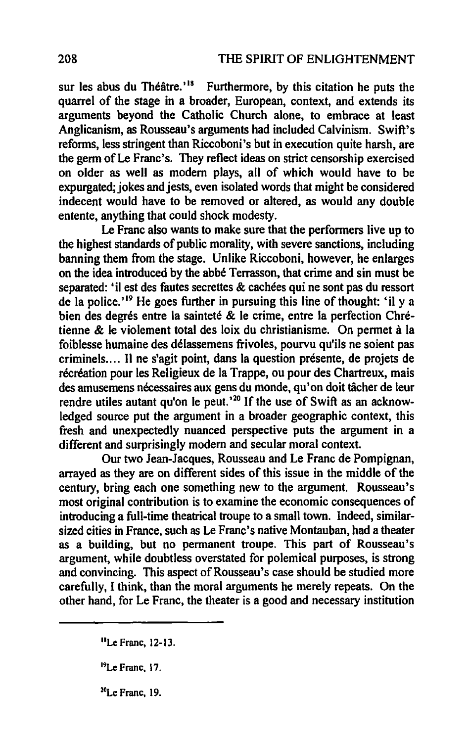sur les abus du Théâtre.'[18] Furthermore, by this citation he puts the quarrel of the stage in a broader, European, context, and extends its arguments beyond the Catholic Church alone, to embrace at least Anglicanism, as Rousseau's arguments had included Calvinism. Swift's reforms, less stringent than Riccoboni's but in execution quite harsh, are the germ of Le Franc's. They reflect ideas on strict censorship exercised on older as well as modern plays, all of which would have to be expurgated; jokes and jests, even isolated words that might be considered indecent would have to be removed or altered, as would any double entente, anything that could shock modesty.

Le Franc also wants to make sure that the performers live up to the highest standards of public morality, with severe sanctions, including banning them from the stage. Unlike Riccoboni, however, he enlarges on the idea introduced by the abbé Terrasson, that crime and sin must be separated: 'il est des fautes secrettes & cachées qui ne sont pas du ressort de la police.'[19] He goes further in pursuing this line of thought: 'il y a bien des degrés entre la sainteté & le crime, entre la perfection Chrétienne & le violement total des loix du christianisme. On permet à la foiblesse humaine des délassemens frivoles, pourvu qu'ils ne soient pas criminels.... Il ne s'agit point, dans la question présente, de projets de récréation pour les Religieux de la Trappe, ou pour des Chartreux, mais des amusemens nécessaires aux gens du monde, qu'on doit tâcher de leur rendre utiles autant qu'on le peut.'[20] If the use of Swift as an acknowledged source put the argument in a broader geographic context, this fresh and unexpectedly nuanced perspective puts the argument in a different and surprisingly modern and secular moral context.

Our two Jean-Jacques, Rousseau and Le Franc de Pompignan, arrayed as they are on different sides of this issue in the middle of the century, bring each one something new to the argument. Rousseau's most original contribution is to examine the economic consequences of introducing a full-time theatrical troupe to a small town. Indeed, similar-sized cities in France, such as Le Franc's native Montauban, had a theater as a building, but no permanent troupe. This part of Rousseau's argument, while doubtless overstated for polemical purposes, is strong and convincing. This aspect of Rousseau's case should be studied more carefully, I think, than the moral arguments he merely repeats. On the other hand, for Le Franc, the theater is a good and necessary institution

[18] Le Franc, 12-13.

[19] Le Franc, 17.

[20] Le Franc, 19.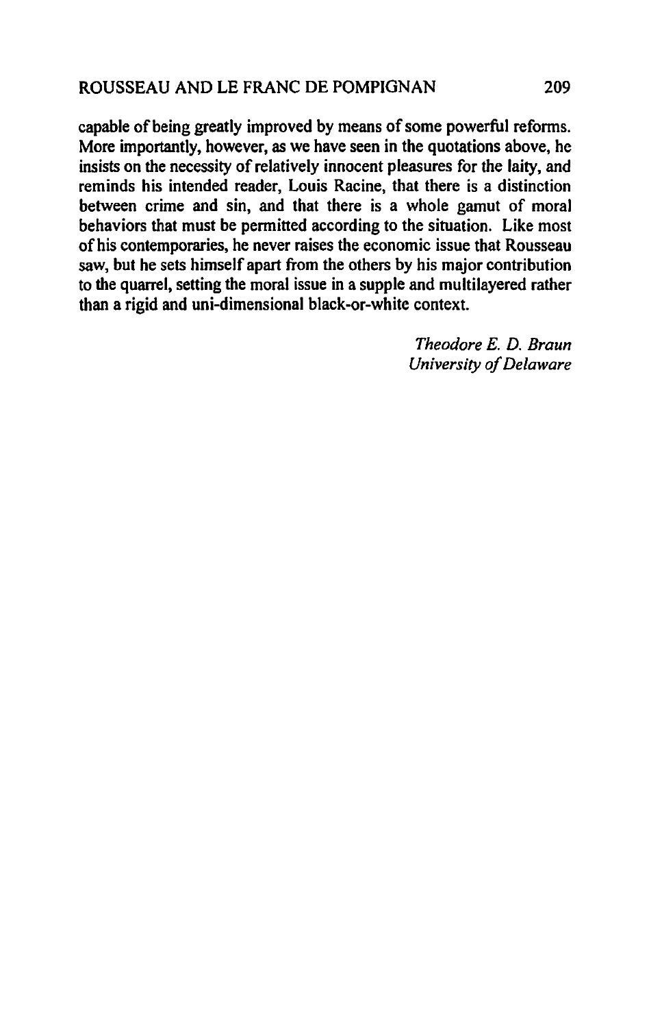capable of being greatly improved by means of some powerful reforms. More importantly, however, as we have seen in the quotations above, he insists on the necessity of relatively innocent pleasures for the laity, and reminds his intended reader, Louis Racine, that there is a distinction between crime and sin, and that there is a whole gamut of moral behaviors that must be permitted according to the situation. Like most of his contemporaries, he never raises the economic issue that Rousseau saw, but he sets himself apart from the others by his major contribution to the quarrel, setting the moral issue in a supple and multilayered rather than a rigid and uni-dimensional black-or-white context.

*Theodore E. D. Braun*
*University of Delaware*